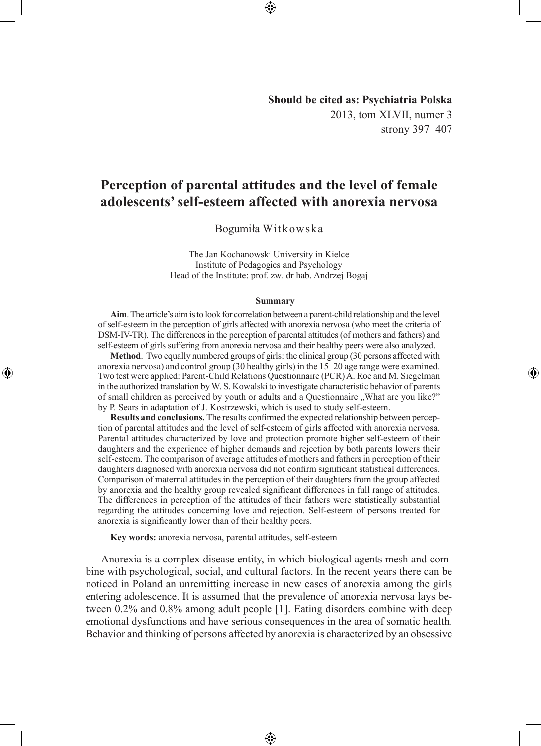**Should be cited as: Psychiatria Polska**
2013, tom XLVII, numer 3
strony 397–407

# Perception of parental attitudes and the level of female adolescents' self-esteem affected with anorexia nervosa

Bogumiła Witkowska

The Jan Kochanowski University in Kielce
Institute of Pedagogics and Psychology
Head of the Institute: prof. zw. dr hab. Andrzej Bogaj

### Summary

**Aim**. The article's aim is to look for correlation between a parent-child relationship and the level of self-esteem in the perception of girls affected with anorexia nervosa (who meet the criteria of DSM-IV-TR). The differences in the perception of parental attitudes (of mothers and fathers) and self-esteem of girls suffering from anorexia nervosa and their healthy peers were also analyzed.

**Method**. Two equally numbered groups of girls: the clinical group (30 persons affected with anorexia nervosa) and control group (30 healthy girls) in the 15–20 age range were examined. Two test were applied: Parent-Child Relations Questionnaire (PCR) A. Roe and M. Siegelman in the authorized translation by W. S. Kowalski to investigate characteristic behavior of parents of small children as perceived by youth or adults and a Questionnaire „What are you like?" by P. Sears in adaptation of J. Kostrzewski, which is used to study self-esteem.

**Results and conclusions.** The results confirmed the expected relationship between perception of parental attitudes and the level of self-esteem of girls affected with anorexia nervosa. Parental attitudes characterized by love and protection promote higher self-esteem of their daughters and the experience of higher demands and rejection by both parents lowers their self-esteem. The comparison of average attitudes of mothers and fathers in perception of their daughters diagnosed with anorexia nervosa did not confirm significant statistical differences. Comparison of maternal attitudes in the perception of their daughters from the group affected by anorexia and the healthy group revealed significant differences in full range of attitudes. The differences in perception of the attitudes of their fathers were statistically substantial regarding the attitudes concerning love and rejection. Self-esteem of persons treated for anorexia is significantly lower than of their healthy peers.

**Key words:** anorexia nervosa, parental attitudes, self-esteem

Anorexia is a complex disease entity, in which biological agents mesh and combine with psychological, social, and cultural factors. In the recent years there can be noticed in Poland an unremitting increase in new cases of anorexia among the girls entering adolescence. It is assumed that the prevalence of anorexia nervosa lays between 0.2% and 0.8% among adult people [1]. Eating disorders combine with deep emotional dysfunctions and have serious consequences in the area of somatic health. Behavior and thinking of persons affected by anorexia is characterized by an obsessive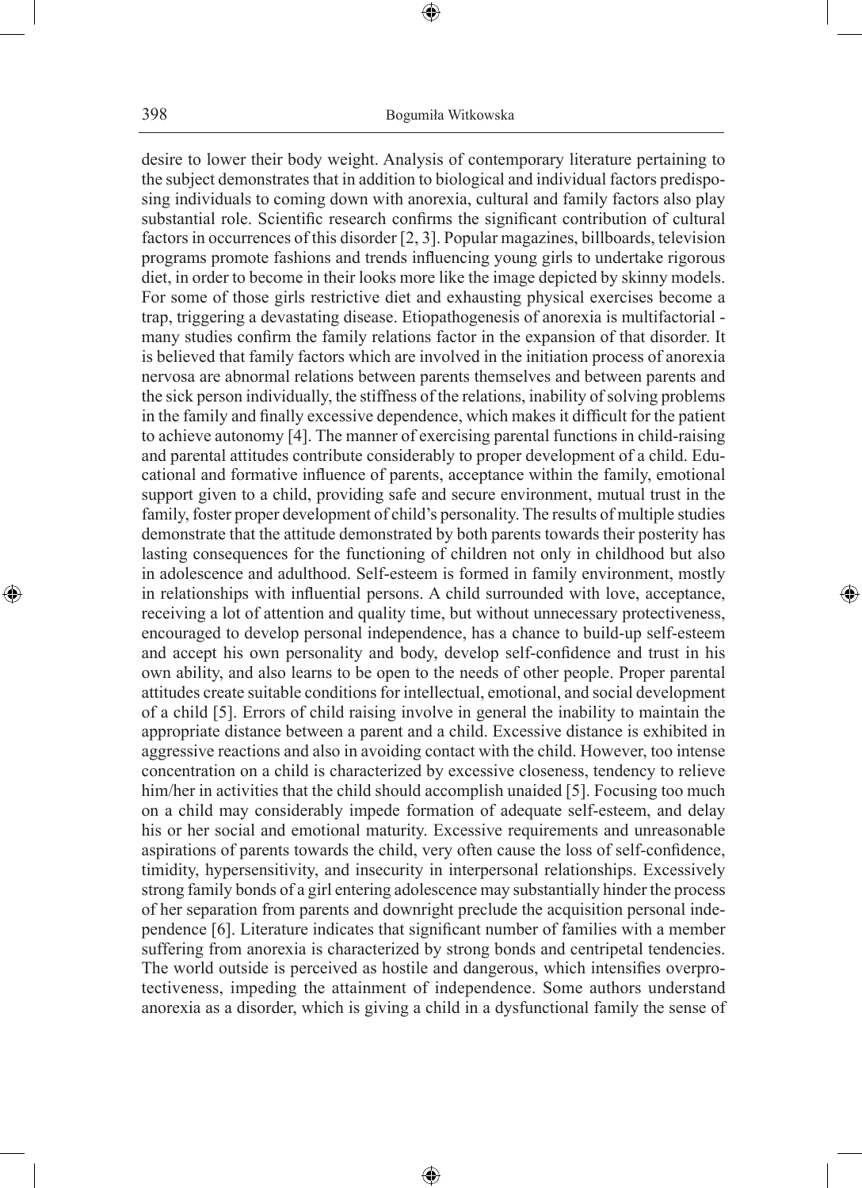desire to lower their body weight. Analysis of contemporary literature pertaining to the subject demonstrates that in addition to biological and individual factors predisposing individuals to coming down with anorexia, cultural and family factors also play substantial role. Scientific research confirms the significant contribution of cultural factors in occurrences of this disorder [2, 3]. Popular magazines, billboards, television programs promote fashions and trends influencing young girls to undertake rigorous diet, in order to become in their looks more like the image depicted by skinny models. For some of those girls restrictive diet and exhausting physical exercises become a trap, triggering a devastating disease. Etiopathogenesis of anorexia is multifactorial - many studies confirm the family relations factor in the expansion of that disorder. It is believed that family factors which are involved in the initiation process of anorexia nervosa are abnormal relations between parents themselves and between parents and the sick person individually, the stiffness of the relations, inability of solving problems in the family and finally excessive dependence, which makes it difficult for the patient to achieve autonomy [4]. The manner of exercising parental functions in child-raising and parental attitudes contribute considerably to proper development of a child. Educational and formative influence of parents, acceptance within the family, emotional support given to a child, providing safe and secure environment, mutual trust in the family, foster proper development of child's personality. The results of multiple studies demonstrate that the attitude demonstrated by both parents towards their posterity has lasting consequences for the functioning of children not only in childhood but also in adolescence and adulthood. Self-esteem is formed in family environment, mostly in relationships with influential persons. A child surrounded with love, acceptance, receiving a lot of attention and quality time, but without unnecessary protectiveness, encouraged to develop personal independence, has a chance to build-up self-esteem and accept his own personality and body, develop self-confidence and trust in his own ability, and also learns to be open to the needs of other people. Proper parental attitudes create suitable conditions for intellectual, emotional, and social development of a child [5]. Errors of child raising involve in general the inability to maintain the appropriate distance between a parent and a child. Excessive distance is exhibited in aggressive reactions and also in avoiding contact with the child. However, too intense concentration on a child is characterized by excessive closeness, tendency to relieve him/her in activities that the child should accomplish unaided [5]. Focusing too much on a child may considerably impede formation of adequate self-esteem, and delay his or her social and emotional maturity. Excessive requirements and unreasonable aspirations of parents towards the child, very often cause the loss of self-confidence, timidity, hypersensitivity, and insecurity in interpersonal relationships. Excessively strong family bonds of a girl entering adolescence may substantially hinder the process of her separation from parents and downright preclude the acquisition personal independence [6]. Literature indicates that significant number of families with a member suffering from anorexia is characterized by strong bonds and centripetal tendencies. The world outside is perceived as hostile and dangerous, which intensifies overprotectiveness, impeding the attainment of independence. Some authors understand anorexia as a disorder, which is giving a child in a dysfunctional family the sense of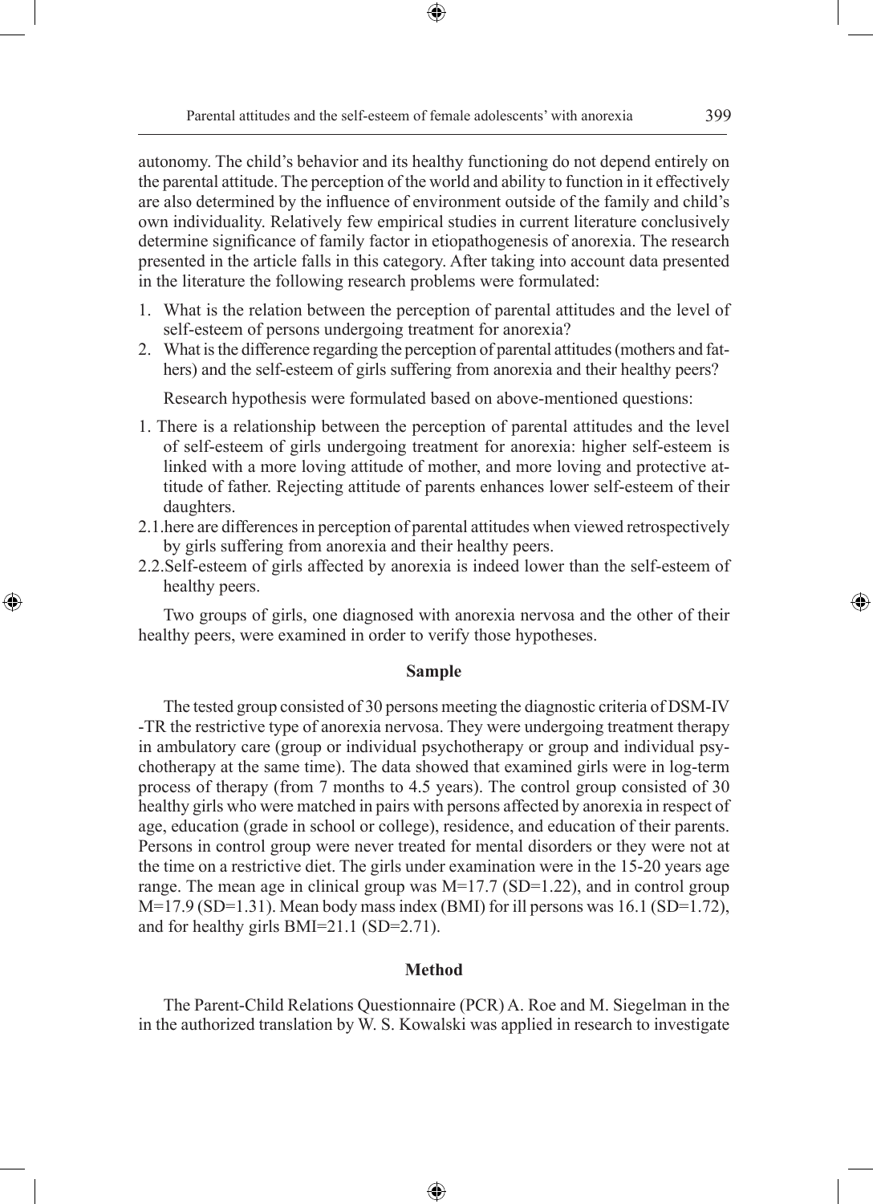autonomy. The child's behavior and its healthy functioning do not depend entirely on the parental attitude. The perception of the world and ability to function in it effectively are also determined by the influence of environment outside of the family and child's own individuality. Relatively few empirical studies in current literature conclusively determine significance of family factor in etiopathogenesis of anorexia. The research presented in the article falls in this category. After taking into account data presented in the literature the following research problems were formulated:

1. What is the relation between the perception of parental attitudes and the level of self-esteem of persons undergoing treatment for anorexia?
2. What is the difference regarding the perception of parental attitudes (mothers and fathers) and the self-esteem of girls suffering from anorexia and their healthy peers?

Research hypothesis were formulated based on above-mentioned questions:

1. There is a relationship between the perception of parental attitudes and the level of self-esteem of girls undergoing treatment for anorexia: higher self-esteem is linked with a more loving attitude of mother, and more loving and protective attitude of father. Rejecting attitude of parents enhances lower self-esteem of their daughters.

2.1. here are differences in perception of parental attitudes when viewed retrospectively by girls suffering from anorexia and their healthy peers.

2.2. Self-esteem of girls affected by anorexia is indeed lower than the self-esteem of healthy peers.

Two groups of girls, one diagnosed with anorexia nervosa and the other of their healthy peers, were examined in order to verify those hypotheses.

### Sample

The tested group consisted of 30 persons meeting the diagnostic criteria of DSM-IV -TR the restrictive type of anorexia nervosa. They were undergoing treatment therapy in ambulatory care (group or individual psychotherapy or group and individual psychotherapy at the same time). The data showed that examined girls were in log-term process of therapy (from 7 months to 4.5 years). The control group consisted of 30 healthy girls who were matched in pairs with persons affected by anorexia in respect of age, education (grade in school or college), residence, and education of their parents. Persons in control group were never treated for mental disorders or they were not at the time on a restrictive diet. The girls under examination were in the 15-20 years age range. The mean age in clinical group was M=17.7 (SD=1.22), and in control group M=17.9 (SD=1.31). Mean body mass index (BMI) for ill persons was 16.1 (SD=1.72), and for healthy girls BMI=21.1 (SD=2.71).

### Method

The Parent-Child Relations Questionnaire (PCR) A. Roe and M. Siegelman in the in the authorized translation by W. S. Kowalski was applied in research to investigate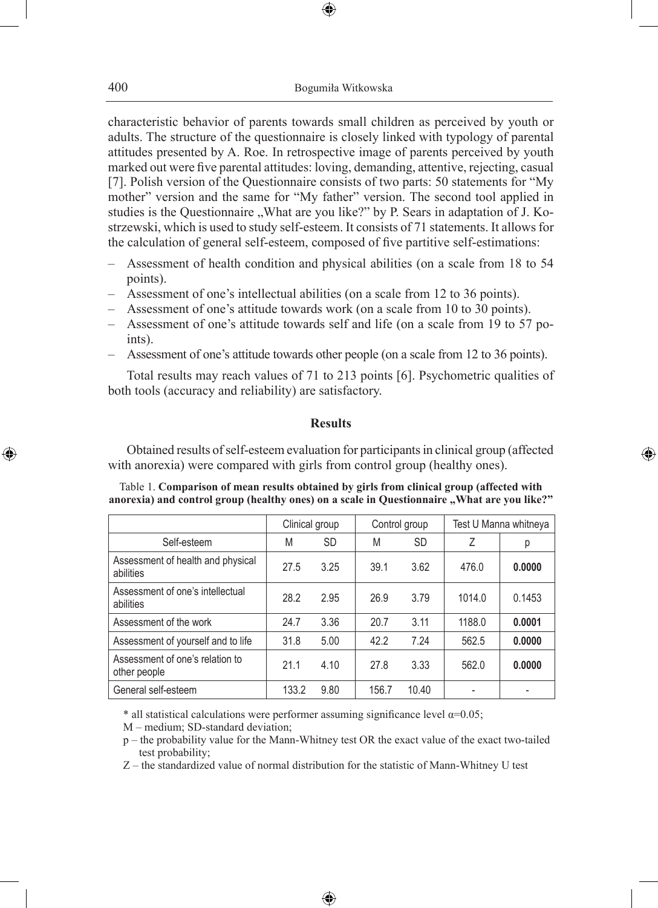characteristic behavior of parents towards small children as perceived by youth or adults. The structure of the questionnaire is closely linked with typology of parental attitudes presented by A. Roe. In retrospective image of parents perceived by youth marked out were five parental attitudes: loving, demanding, attentive, rejecting, casual [7]. Polish version of the Questionnaire consists of two parts: 50 statements for "My mother" version and the same for "My father" version. The second tool applied in studies is the Questionnaire „What are you like?" by P. Sears in adaptation of J. Kostrzewski, which is used to study self-esteem. It consists of 71 statements. It allows for the calculation of general self-esteem, composed of five partitive self-estimations:

– Assessment of health condition and physical abilities (on a scale from 18 to 54 points).
– Assessment of one's intellectual abilities (on a scale from 12 to 36 points).
– Assessment of one's attitude towards work (on a scale from 10 to 30 points).
– Assessment of one's attitude towards self and life (on a scale from 19 to 57 points).
– Assessment of one's attitude towards other people (on a scale from 12 to 36 points).

Total results may reach values of 71 to 213 points [6]. Psychometric qualities of both tools (accuracy and reliability) are satisfactory.

## Results

Obtained results of self-esteem evaluation for participants in clinical group (affected with anorexia) were compared with girls from control group (healthy ones).

Table 1. **Comparison of mean results obtained by girls from clinical group (affected with anorexia) and control group (healthy ones) on a scale in Questionnaire „What are you like?"**

| | Clinical group | | Control group | | Test U Manna whitneya | |
|---|---|---|---|---|---|---|
| Self-esteem | M | SD | M | SD | Z | p |
| Assessment of health and physical abilities | 27.5 | 3.25 | 39.1 | 3.62 | 476.0 | **0.0000** |
| Assessment of one's intellectual abilities | 28.2 | 2.95 | 26.9 | 3.79 | 1014.0 | 0.1453 |
| Assessment of the work | 24.7 | 3.36 | 20.7 | 3.11 | 1188.0 | **0.0001** |
| Assessment of yourself and to life | 31.8 | 5.00 | 42.2 | 7.24 | 562.5 | **0.0000** |
| Assessment of one's relation to other people | 21.1 | 4.10 | 27.8 | 3.33 | 562.0 | **0.0000** |
| General self-esteem | 133.2 | 9.80 | 156.7 | 10.40 | - | - |

\* all statistical calculations were performer assuming significance level $\alpha$=0.05;

M – medium; SD-standard deviation;

p – the probability value for the Mann-Whitney test OR the exact value of the exact two-tailed test probability;

Z – the standardized value of normal distribution for the statistic of Mann-Whitney U test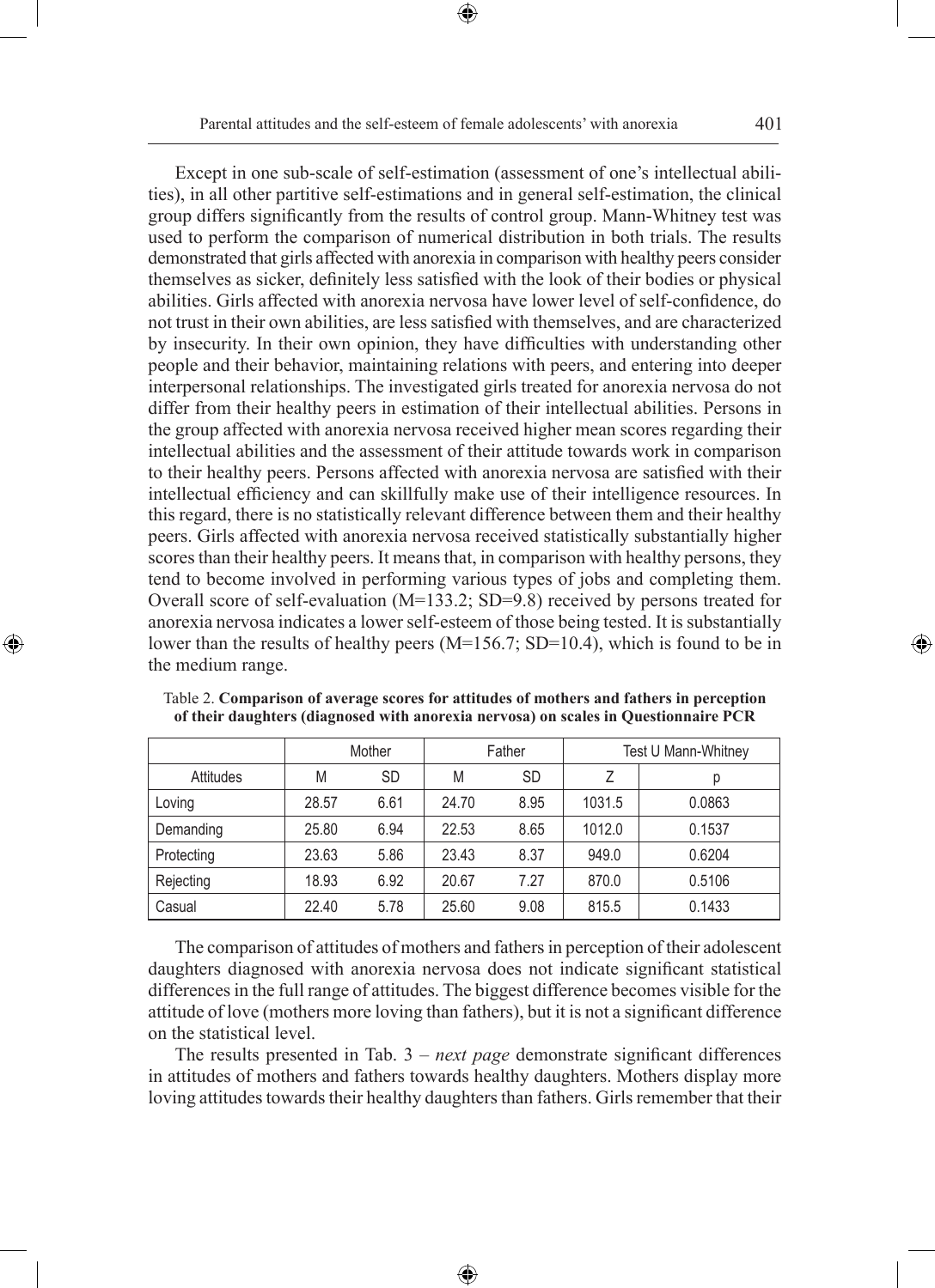Except in one sub-scale of self-estimation (assessment of one's intellectual abilities), in all other partitive self-estimations and in general self-estimation, the clinical group differs significantly from the results of control group. Mann-Whitney test was used to perform the comparison of numerical distribution in both trials. The results demonstrated that girls affected with anorexia in comparison with healthy peers consider themselves as sicker, definitely less satisfied with the look of their bodies or physical abilities. Girls affected with anorexia nervosa have lower level of self-confidence, do not trust in their own abilities, are less satisfied with themselves, and are characterized by insecurity. In their own opinion, they have difficulties with understanding other people and their behavior, maintaining relations with peers, and entering into deeper interpersonal relationships. The investigated girls treated for anorexia nervosa do not differ from their healthy peers in estimation of their intellectual abilities. Persons in the group affected with anorexia nervosa received higher mean scores regarding their intellectual abilities and the assessment of their attitude towards work in comparison to their healthy peers. Persons affected with anorexia nervosa are satisfied with their intellectual efficiency and can skillfully make use of their intelligence resources. In this regard, there is no statistically relevant difference between them and their healthy peers. Girls affected with anorexia nervosa received statistically substantially higher scores than their healthy peers. It means that, in comparison with healthy persons, they tend to become involved in performing various types of jobs and completing them. Overall score of self-evaluation ($M=133.2$; $SD=9.8$) received by persons treated for anorexia nervosa indicates a lower self-esteem of those being tested. It is substantially lower than the results of healthy peers ($M=156.7$; $SD=10.4$), which is found to be in the medium range.

Table 2. **Comparison of average scores for attitudes of mothers and fathers in perception of their daughters (diagnosed with anorexia nervosa) on scales in Questionnaire PCR**

| | Mother | | Father | | Test U Mann-Whitney | |
|---|---|---|---|---|---|---|
| Attitudes | M | SD | M | SD | Z | p |
| Loving | 28.57 | 6.61 | 24.70 | 8.95 | 1031.5 | 0.0863 |
| Demanding | 25.80 | 6.94 | 22.53 | 8.65 | 1012.0 | 0.1537 |
| Protecting | 23.63 | 5.86 | 23.43 | 8.37 | 949.0 | 0.6204 |
| Rejecting | 18.93 | 6.92 | 20.67 | 7.27 | 870.0 | 0.5106 |
| Casual | 22.40 | 5.78 | 25.60 | 9.08 | 815.5 | 0.1433 |

The comparison of attitudes of mothers and fathers in perception of their adolescent daughters diagnosed with anorexia nervosa does not indicate significant statistical differences in the full range of attitudes. The biggest difference becomes visible for the attitude of love (mothers more loving than fathers), but it is not a significant difference on the statistical level.

The results presented in Tab. 3 – *next page* demonstrate significant differences in attitudes of mothers and fathers towards healthy daughters. Mothers display more loving attitudes towards their healthy daughters than fathers. Girls remember that their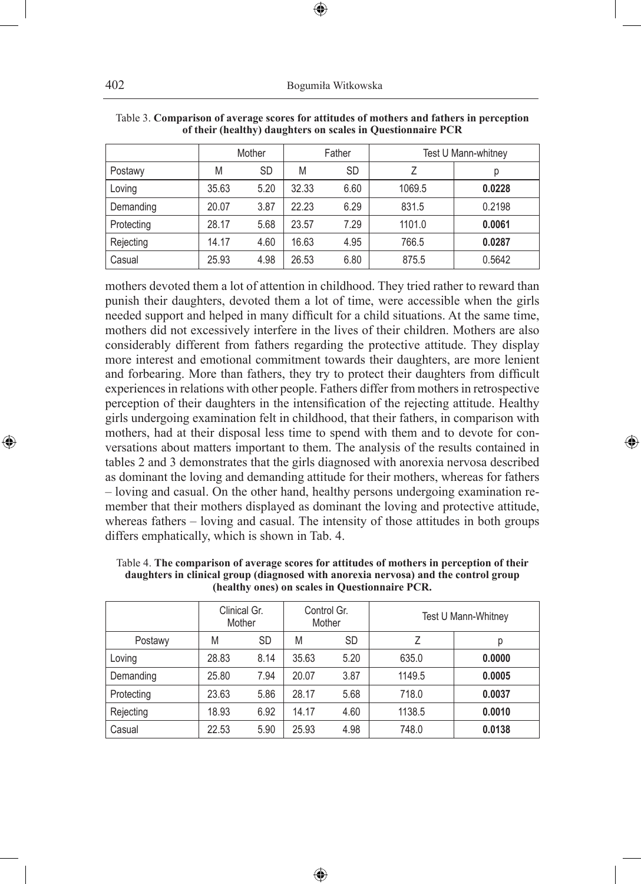Table 3. **Comparison of average scores for attitudes of mothers and fathers in perception of their (healthy) daughters on scales in Questionnaire PCR**

| | Mother | | Father | | Test U Mann-whitney | |
|---|---|---|---|---|---|---|
| Postawy | M | SD | M | SD | Z | p |
| Loving | 35.63 | 5.20 | 32.33 | 6.60 | 1069.5 | **0.0228** |
| Demanding | 20.07 | 3.87 | 22.23 | 6.29 | 831.5 | 0.2198 |
| Protecting | 28.17 | 5.68 | 23.57 | 7.29 | 1101.0 | **0.0061** |
| Rejecting | 14.17 | 4.60 | 16.63 | 4.95 | 766.5 | **0.0287** |
| Casual | 25.93 | 4.98 | 26.53 | 6.80 | 875.5 | 0.5642 |

mothers devoted them a lot of attention in childhood. They tried rather to reward than punish their daughters, devoted them a lot of time, were accessible when the girls needed support and helped in many difficult for a child situations. At the same time, mothers did not excessively interfere in the lives of their children. Mothers are also considerably different from fathers regarding the protective attitude. They display more interest and emotional commitment towards their daughters, are more lenient and forbearing. More than fathers, they try to protect their daughters from difficult experiences in relations with other people. Fathers differ from mothers in retrospective perception of their daughters in the intensification of the rejecting attitude. Healthy girls undergoing examination felt in childhood, that their fathers, in comparison with mothers, had at their disposal less time to spend with them and to devote for conversations about matters important to them. The analysis of the results contained in tables 2 and 3 demonstrates that the girls diagnosed with anorexia nervosa described as dominant the loving and demanding attitude for their mothers, whereas for fathers – loving and casual. On the other hand, healthy persons undergoing examination remember that their mothers displayed as dominant the loving and protective attitude, whereas fathers – loving and casual. The intensity of those attitudes in both groups differs emphatically, which is shown in Tab. 4.

Table 4. **The comparison of average scores for attitudes of mothers in perception of their daughters in clinical group (diagnosed with anorexia nervosa) and the control group (healthy ones) on scales in Questionnaire PCR.**

| | Clinical Gr. Mother | | Control Gr. Mother | | Test U Mann-Whitney | |
|---|---|---|---|---|---|---|
| Postawy | M | SD | M | SD | Z | p |
| Loving | 28.83 | 8.14 | 35.63 | 5.20 | 635.0 | **0.0000** |
| Demanding | 25.80 | 7.94 | 20.07 | 3.87 | 1149.5 | **0.0005** |
| Protecting | 23.63 | 5.86 | 28.17 | 5.68 | 718.0 | **0.0037** |
| Rejecting | 18.93 | 6.92 | 14.17 | 4.60 | 1138.5 | **0.0010** |
| Casual | 22.53 | 5.90 | 25.93 | 4.98 | 748.0 | **0.0138** |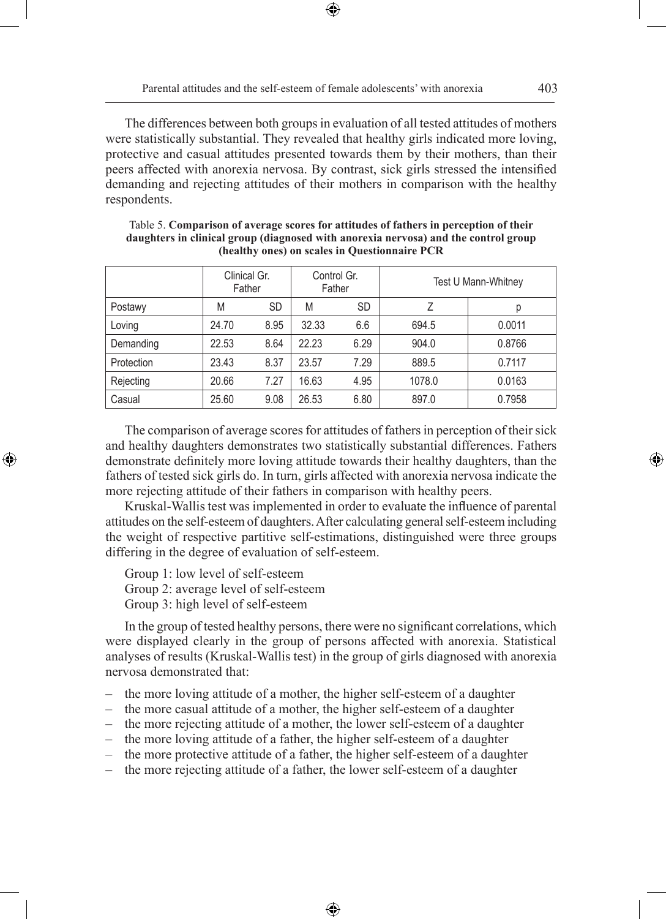The differences between both groups in evaluation of all tested attitudes of mothers were statistically substantial. They revealed that healthy girls indicated more loving, protective and casual attitudes presented towards them by their mothers, than their peers affected with anorexia nervosa. By contrast, sick girls stressed the intensified demanding and rejecting attitudes of their mothers in comparison with the healthy respondents.

Table 5. **Comparison of average scores for attitudes of fathers in perception of their daughters in clinical group (diagnosed with anorexia nervosa) and the control group (healthy ones) on scales in Questionnaire PCR**

| | Clinical Gr. Father | | Control Gr. Father | | Test U Mann-Whitney | |
|---|---|---|---|---|---|---|
| Postawy | M | SD | M | SD | Z | p |
| Loving | 24.70 | 8.95 | 32.33 | 6.6 | 694.5 | 0.0011 |
| Demanding | 22.53 | 8.64 | 22.23 | 6.29 | 904.0 | 0.8766 |
| Protection | 23.43 | 8.37 | 23.57 | 7.29 | 889.5 | 0.7117 |
| Rejecting | 20.66 | 7.27 | 16.63 | 4.95 | 1078.0 | 0.0163 |
| Casual | 25.60 | 9.08 | 26.53 | 6.80 | 897.0 | 0.7958 |

The comparison of average scores for attitudes of fathers in perception of their sick and healthy daughters demonstrates two statistically substantial differences. Fathers demonstrate definitely more loving attitude towards their healthy daughters, than the fathers of tested sick girls do. In turn, girls affected with anorexia nervosa indicate the more rejecting attitude of their fathers in comparison with healthy peers.

Kruskal-Wallis test was implemented in order to evaluate the influence of parental attitudes on the self-esteem of daughters. After calculating general self-esteem including the weight of respective partitive self-estimations, distinguished were three groups differing in the degree of evaluation of self-esteem.

Group 1: low level of self-esteem
Group 2: average level of self-esteem
Group 3: high level of self-esteem

In the group of tested healthy persons, there were no significant correlations, which were displayed clearly in the group of persons affected with anorexia. Statistical analyses of results (Kruskal-Wallis test) in the group of girls diagnosed with anorexia nervosa demonstrated that:

- the more loving attitude of a mother, the higher self-esteem of a daughter
- the more casual attitude of a mother, the higher self-esteem of a daughter
- the more rejecting attitude of a mother, the lower self-esteem of a daughter
- the more loving attitude of a father, the higher self-esteem of a daughter
- the more protective attitude of a father, the higher self-esteem of a daughter
- the more rejecting attitude of a father, the lower self-esteem of a daughter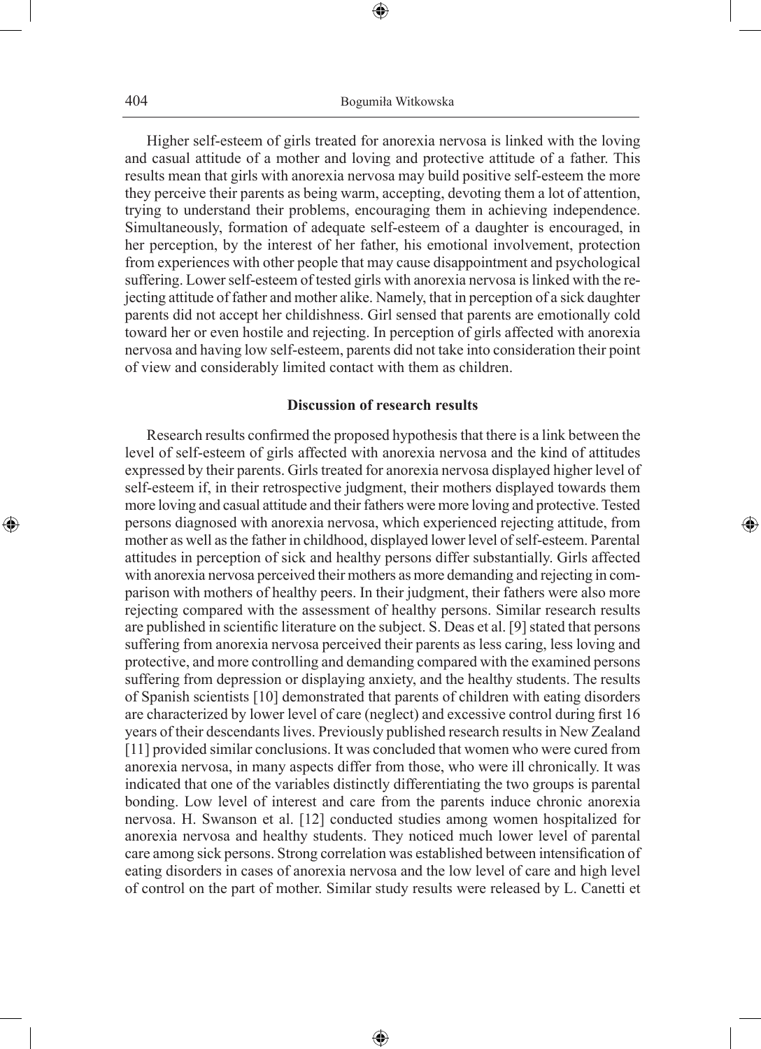Higher self-esteem of girls treated for anorexia nervosa is linked with the loving and casual attitude of a mother and loving and protective attitude of a father. This results mean that girls with anorexia nervosa may build positive self-esteem the more they perceive their parents as being warm, accepting, devoting them a lot of attention, trying to understand their problems, encouraging them in achieving independence. Simultaneously, formation of adequate self-esteem of a daughter is encouraged, in her perception, by the interest of her father, his emotional involvement, protection from experiences with other people that may cause disappointment and psychological suffering. Lower self-esteem of tested girls with anorexia nervosa is linked with the rejecting attitude of father and mother alike. Namely, that in perception of a sick daughter parents did not accept her childishness. Girl sensed that parents are emotionally cold toward her or even hostile and rejecting. In perception of girls affected with anorexia nervosa and having low self-esteem, parents did not take into consideration their point of view and considerably limited contact with them as children.

### Discussion of research results

Research results confirmed the proposed hypothesis that there is a link between the level of self-esteem of girls affected with anorexia nervosa and the kind of attitudes expressed by their parents. Girls treated for anorexia nervosa displayed higher level of self-esteem if, in their retrospective judgment, their mothers displayed towards them more loving and casual attitude and their fathers were more loving and protective. Tested persons diagnosed with anorexia nervosa, which experienced rejecting attitude, from mother as well as the father in childhood, displayed lower level of self-esteem. Parental attitudes in perception of sick and healthy persons differ substantially. Girls affected with anorexia nervosa perceived their mothers as more demanding and rejecting in comparison with mothers of healthy peers. In their judgment, their fathers were also more rejecting compared with the assessment of healthy persons. Similar research results are published in scientific literature on the subject. S. Deas et al. [9] stated that persons suffering from anorexia nervosa perceived their parents as less caring, less loving and protective, and more controlling and demanding compared with the examined persons suffering from depression or displaying anxiety, and the healthy students. The results of Spanish scientists [10] demonstrated that parents of children with eating disorders are characterized by lower level of care (neglect) and excessive control during first 16 years of their descendants lives. Previously published research results in New Zealand [11] provided similar conclusions. It was concluded that women who were cured from anorexia nervosa, in many aspects differ from those, who were ill chronically. It was indicated that one of the variables distinctly differentiating the two groups is parental bonding. Low level of interest and care from the parents induce chronic anorexia nervosa. H. Swanson et al. [12] conducted studies among women hospitalized for anorexia nervosa and healthy students. They noticed much lower level of parental care among sick persons. Strong correlation was established between intensification of eating disorders in cases of anorexia nervosa and the low level of care and high level of control on the part of mother. Similar study results were released by L. Canetti et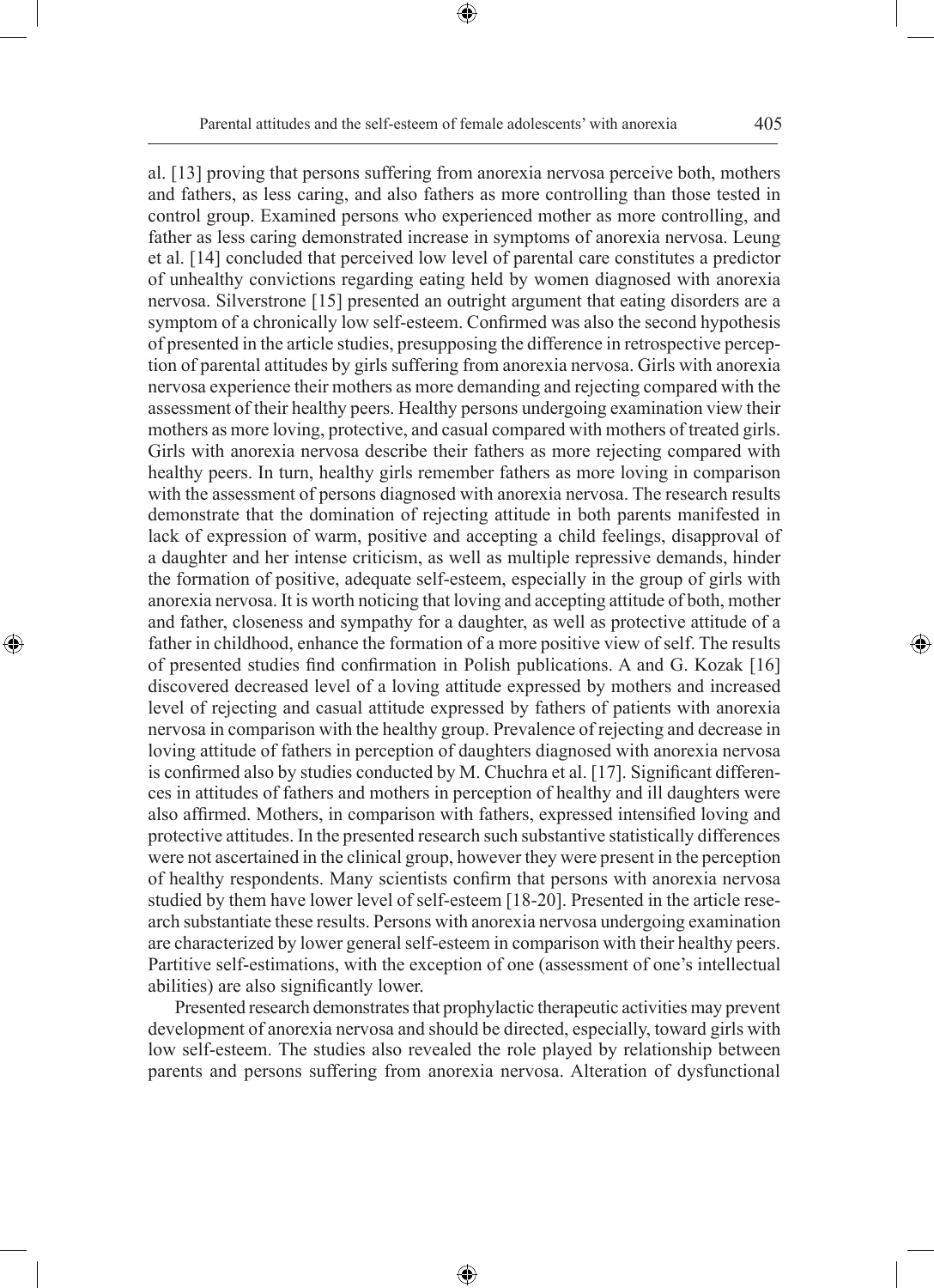al. [13] proving that persons suffering from anorexia nervosa perceive both, mothers and fathers, as less caring, and also fathers as more controlling than those tested in control group. Examined persons who experienced mother as more controlling, and father as less caring demonstrated increase in symptoms of anorexia nervosa. Leung et al. [14] concluded that perceived low level of parental care constitutes a predictor of unhealthy convictions regarding eating held by women diagnosed with anorexia nervosa. Silverstrone [15] presented an outright argument that eating disorders are a symptom of a chronically low self-esteem. Confirmed was also the second hypothesis of presented in the article studies, presupposing the difference in retrospective perception of parental attitudes by girls suffering from anorexia nervosa. Girls with anorexia nervosa experience their mothers as more demanding and rejecting compared with the assessment of their healthy peers. Healthy persons undergoing examination view their mothers as more loving, protective, and casual compared with mothers of treated girls. Girls with anorexia nervosa describe their fathers as more rejecting compared with healthy peers. In turn, healthy girls remember fathers as more loving in comparison with the assessment of persons diagnosed with anorexia nervosa. The research results demonstrate that the domination of rejecting attitude in both parents manifested in lack of expression of warm, positive and accepting a child feelings, disapproval of a daughter and her intense criticism, as well as multiple repressive demands, hinder the formation of positive, adequate self-esteem, especially in the group of girls with anorexia nervosa. It is worth noticing that loving and accepting attitude of both, mother and father, closeness and sympathy for a daughter, as well as protective attitude of a father in childhood, enhance the formation of a more positive view of self. The results of presented studies find confirmation in Polish publications. A and G. Kozak [16] discovered decreased level of a loving attitude expressed by mothers and increased level of rejecting and casual attitude expressed by fathers of patients with anorexia nervosa in comparison with the healthy group. Prevalence of rejecting and decrease in loving attitude of fathers in perception of daughters diagnosed with anorexia nervosa is confirmed also by studies conducted by M. Chuchra et al. [17]. Significant differences in attitudes of fathers and mothers in perception of healthy and ill daughters were also affirmed. Mothers, in comparison with fathers, expressed intensified loving and protective attitudes. In the presented research such substantive statistically differences were not ascertained in the clinical group, however they were present in the perception of healthy respondents. Many scientists confirm that persons with anorexia nervosa studied by them have lower level of self-esteem [18-20]. Presented in the article research substantiate these results. Persons with anorexia nervosa undergoing examination are characterized by lower general self-esteem in comparison with their healthy peers. Partitive self-estimations, with the exception of one (assessment of one's intellectual abilities) are also significantly lower.

Presented research demonstrates that prophylactic therapeutic activities may prevent development of anorexia nervosa and should be directed, especially, toward girls with low self-esteem. The studies also revealed the role played by relationship between parents and persons suffering from anorexia nervosa. Alteration of dysfunctional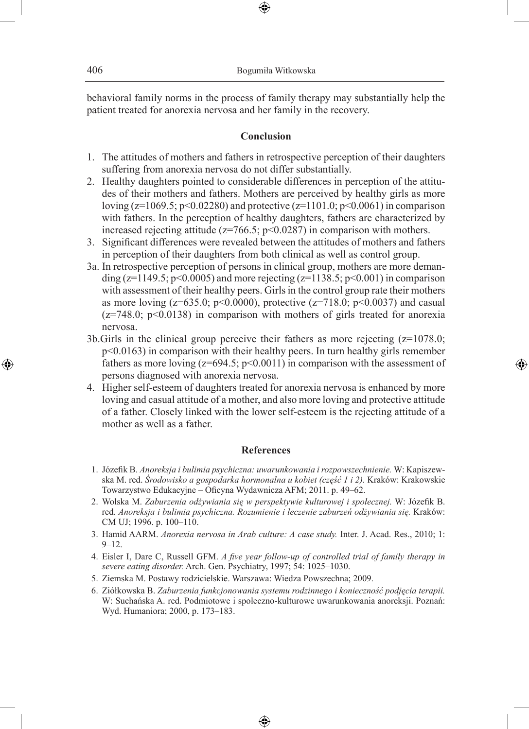behavioral family norms in the process of family therapy may substantially help the patient treated for anorexia nervosa and her family in the recovery.

## Conclusion

1. The attitudes of mothers and fathers in retrospective perception of their daughters suffering from anorexia nervosa do not differ substantially.
2. Healthy daughters pointed to considerable differences in perception of the attitudes of their mothers and fathers. Mothers are perceived by healthy girls as more loving ($z=1069.5$; $p<0.02280$) and protective ($z=1101.0$; $p<0.0061$) in comparison with fathers. In the perception of healthy daughters, fathers are characterized by increased rejecting attitude ($z=766.5$; $p<0.0287$) in comparison with mothers.
3. Significant differences were revealed between the attitudes of mothers and fathers in perception of their daughters from both clinical as well as control group.

3a. In retrospective perception of persons in clinical group, mothers are more demanding ($z=1149.5$; $p<0.0005$) and more rejecting ($z=1138.5$; $p<0.001$) in comparison with assessment of their healthy peers. Girls in the control group rate their mothers as more loving ($z=635.0$; $p<0.0000$), protective ($z=718.0$; $p<0.0037$) and casual ($z=748.0$; $p<0.0138$) in comparison with mothers of girls treated for anorexia nervosa.

3b. Girls in the clinical group perceive their fathers as more rejecting ($z=1078.0$; $p<0.0163$) in comparison with their healthy peers. In turn healthy girls remember fathers as more loving ($z=694.5$; $p<0.0011$) in comparison with the assessment of persons diagnosed with anorexia nervosa.

4. Higher self-esteem of daughters treated for anorexia nervosa is enhanced by more loving and casual attitude of a mother, and also more loving and protective attitude of a father. Closely linked with the lower self-esteem is the rejecting attitude of a mother as well as a father.

## References

1. Józefik B. *Anoreksja i bulimia psychiczna: uwarunkowania i rozpowszechnienie.* W: Kapiszewska M. red. *Środowisko a gospodarka hormonalna u kobiet (część 1 i 2).* Kraków: Krakowskie Towarzystwo Edukacyjne – Oficyna Wydawnicza AFM; 2011. p. 49–62.
2. Wolska M. *Zaburzenia odżywiania się w perspektywie kulturowej i społecznej.* W: Józefik B. red. *Anoreksja i bulimia psychiczna. Rozumienie i leczenie zaburzeń odżywiania się.* Kraków: CM UJ; 1996. p. 100–110.
3. Hamid AARM. *Anorexia nervosa in Arab culture: A case study.* Inter. J. Acad. Res., 2010; 1: 9–12.
4. Eisler I, Dare C, Russell GFM. *A five year follow-up of controlled trial of family therapy in severe eating disorder.* Arch. Gen. Psychiatry, 1997; 54: 1025–1030.
5. Ziemska M. Postawy rodzicielskie. Warszawa: Wiedza Powszechna; 2009.
6. Ziółkowska B. *Zaburzenia funkcjonowania systemu rodzinnego i konieczność podjęcia terapii.* W: Suchańska A. red. Podmiotowe i społeczno-kulturowe uwarunkowania anoreksji. Poznań: Wyd. Humaniora; 2000, p. 173–183.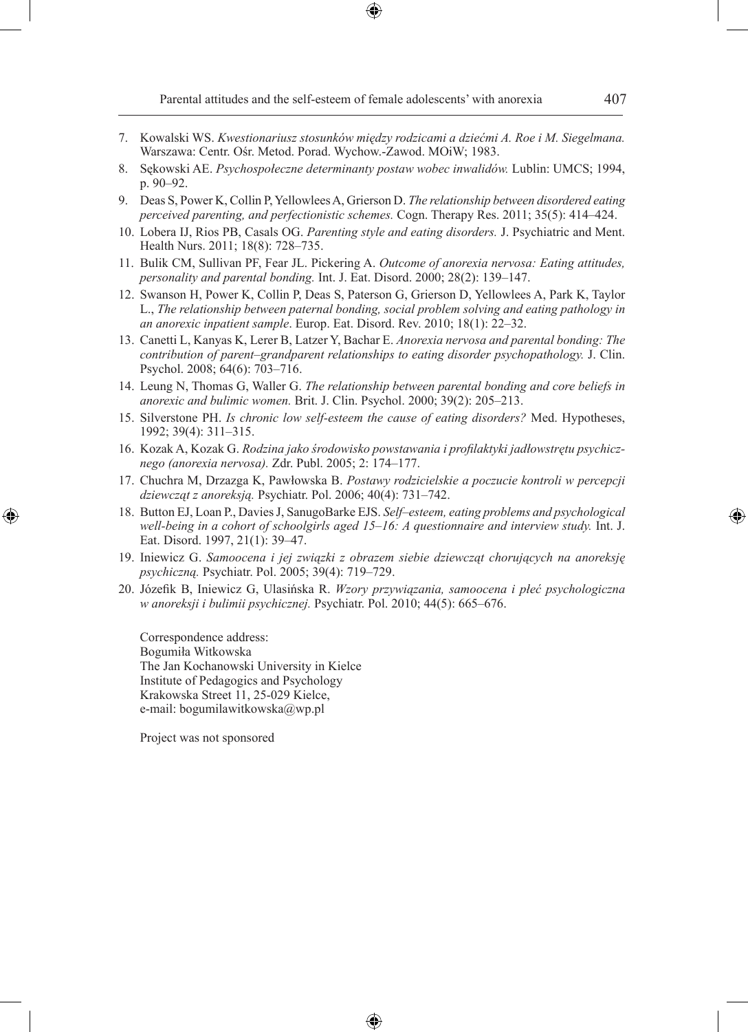7. Kowalski WS. *Kwestionariusz stosunków między rodzicami a dziećmi A. Roe i M. Siegelmana.* Warszawa: Centr. Ośr. Metod. Porad. Wychow.-Zawod. MOiW; 1983.
8. Sękowski AE. *Psychospołeczne determinanty postaw wobec inwalidów.* Lublin: UMCS; 1994, p. 90–92.
9. Deas S, Power K, Collin P, Yellowlees A, Grierson D. *The relationship between disordered eating perceived parenting, and perfectionistic schemes.* Cogn. Therapy Res. 2011; 35(5): 414–424.
10. Lobera IJ, Rios PB, Casals OG. *Parenting style and eating disorders.* J. Psychiatric and Ment. Health Nurs. 2011; 18(8): 728–735.
11. Bulik CM, Sullivan PF, Fear JL. Pickering A. *Outcome of anorexia nervosa: Eating attitudes, personality and parental bonding.* Int. J. Eat. Disord. 2000; 28(2): 139–147.
12. Swanson H, Power K, Collin P, Deas S, Paterson G, Grierson D, Yellowlees A, Park K, Taylor L., *The relationship between paternal bonding, social problem solving and eating pathology in an anorexic inpatient sample*. Europ. Eat. Disord. Rev. 2010; 18(1): 22–32.
13. Canetti L, Kanyas K, Lerer B, Latzer Y, Bachar E. *Anorexia nervosa and parental bonding: The contribution of parent–grandparent relationships to eating disorder psychopathology.* J. Clin. Psychol. 2008; 64(6): 703–716.
14. Leung N, Thomas G, Waller G. *The relationship between parental bonding and core beliefs in anorexic and bulimic women.* Brit. J. Clin. Psychol. 2000; 39(2): 205–213.
15. Silverstone PH. *Is chronic low self-esteem the cause of eating disorders?* Med. Hypotheses, 1992; 39(4): 311–315.
16. Kozak A, Kozak G. *Rodzina jako środowisko powstawania i profilaktyki jadłowstrętu psychicznego (anorexia nervosa).* Zdr. Publ. 2005; 2: 174–177.
17. Chuchra M, Drzazga K, Pawłowska B. *Postawy rodzicielskie a poczucie kontroli w percepcji dziewcząt z anoreksją.* Psychiatr. Pol. 2006; 40(4): 731–742.
18. Button EJ, Loan P., Davies J, SanugoBarke EJS. *Self–esteem, eating problems and psychological well-being in a cohort of schoolgirls aged 15–16: A questionnaire and interview study.* Int. J. Eat. Disord. 1997, 21(1): 39–47.
19. Iniewicz G. *Samoocena i jej związki z obrazem siebie dziewcząt chorujących na anoreksję psychiczną.* Psychiatr. Pol. 2005; 39(4): 719–729.
20. Józefik B, Iniewicz G, Ulasińska R. *Wzory przywiązania, samoocena i płeć psychologiczna w anoreksji i bulimii psychicznej.* Psychiatr. Pol. 2010; 44(5): 665–676.

Correspondence address:
Bogumiła Witkowska
The Jan Kochanowski University in Kielce
Institute of Pedagogics and Psychology
Krakowska Street 11, 25-029 Kielce,
e-mail: bogumilawitkowska@wp.pl

Project was not sponsored